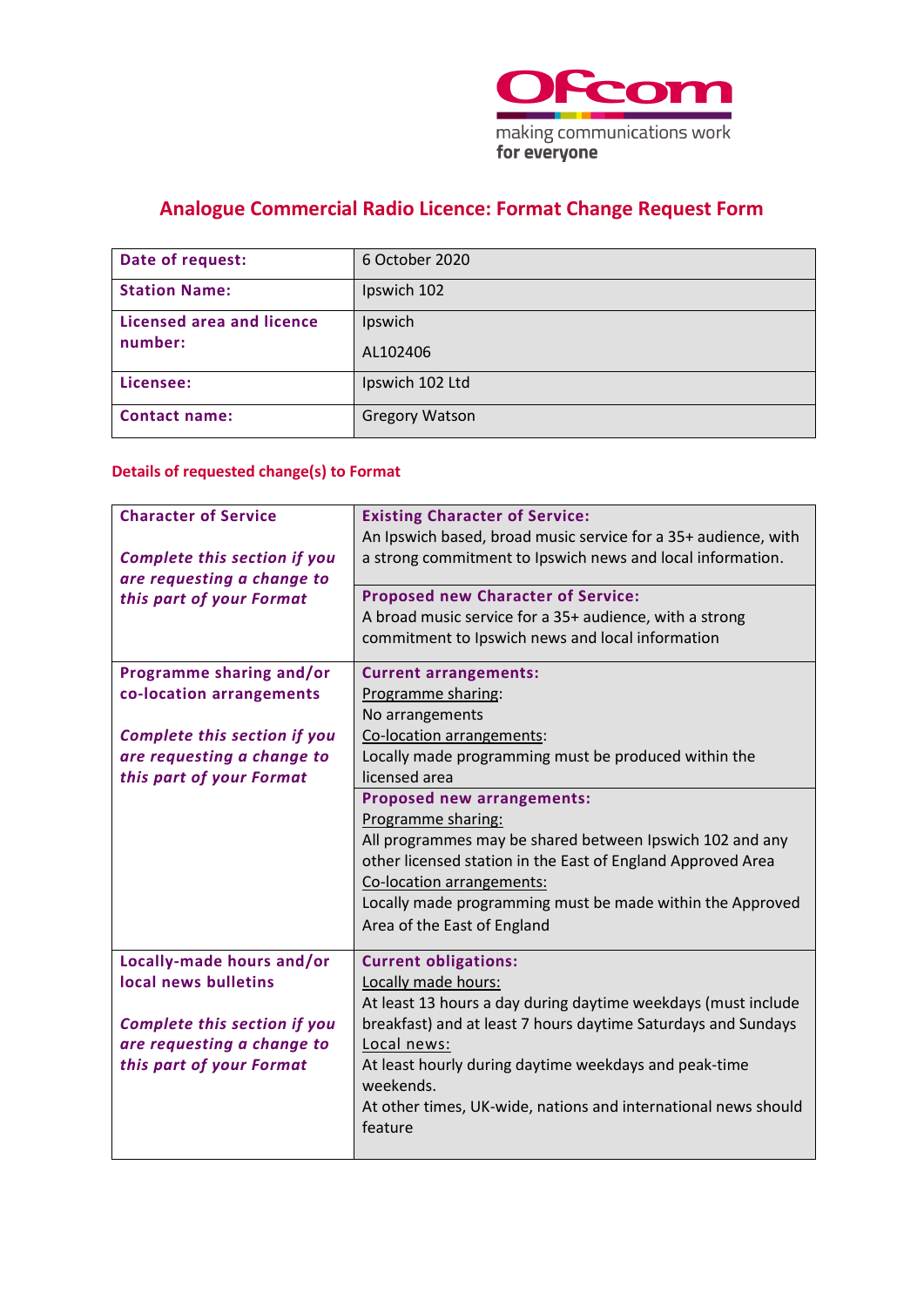# Analogue Commercial Radio Licence: Format Change Request Form

| | |
|---|---|
| **Date of request:** | 6 October 2020 |
| **Station Name:** | Ipswich 102 |
| **Licensed area and licence number:** | Ipswich<br>AL102406 |
| **Licensee:** | Ipswich 102 Ltd |
| **Contact name:** | Gregory Watson |

## Details of requested change(s) to Format

| | |
|---|---|
| **Character of Service**<br><br>***Complete this section if you are requesting a change to this part of your Format*** | **Existing Character of Service:**<br>An Ipswich based, broad music service for a 35+ audience, with a strong commitment to Ipswich news and local information. |
| | **Proposed new Character of Service:**<br>A broad music service for a 35+ audience, with a strong commitment to Ipswich news and local information |
| **Programme sharing and/or co-location arrangements**<br><br>***Complete this section if you are requesting a change to this part of your Format*** | **Current arrangements:**<br>Programme sharing:<br>No arrangements<br>Co-location arrangements:<br>Locally made programming must be produced within the licensed area |
| | **Proposed new arrangements:**<br>Programme sharing:<br>All programmes may be shared between Ipswich 102 and any other licensed station in the East of England Approved Area<br>Co-location arrangements:<br>Locally made programming must be made within the Approved Area of the East of England |
| **Locally-made hours and/or local news bulletins**<br><br>***Complete this section if you are requesting a change to this part of your Format*** | **Current obligations:**<br>Locally made hours:<br>At least 13 hours a day during daytime weekdays (must include breakfast) and at least 7 hours daytime Saturdays and Sundays<br>Local news:<br>At least hourly during daytime weekdays and peak-time weekends.<br>At other times, UK-wide, nations and international news should feature |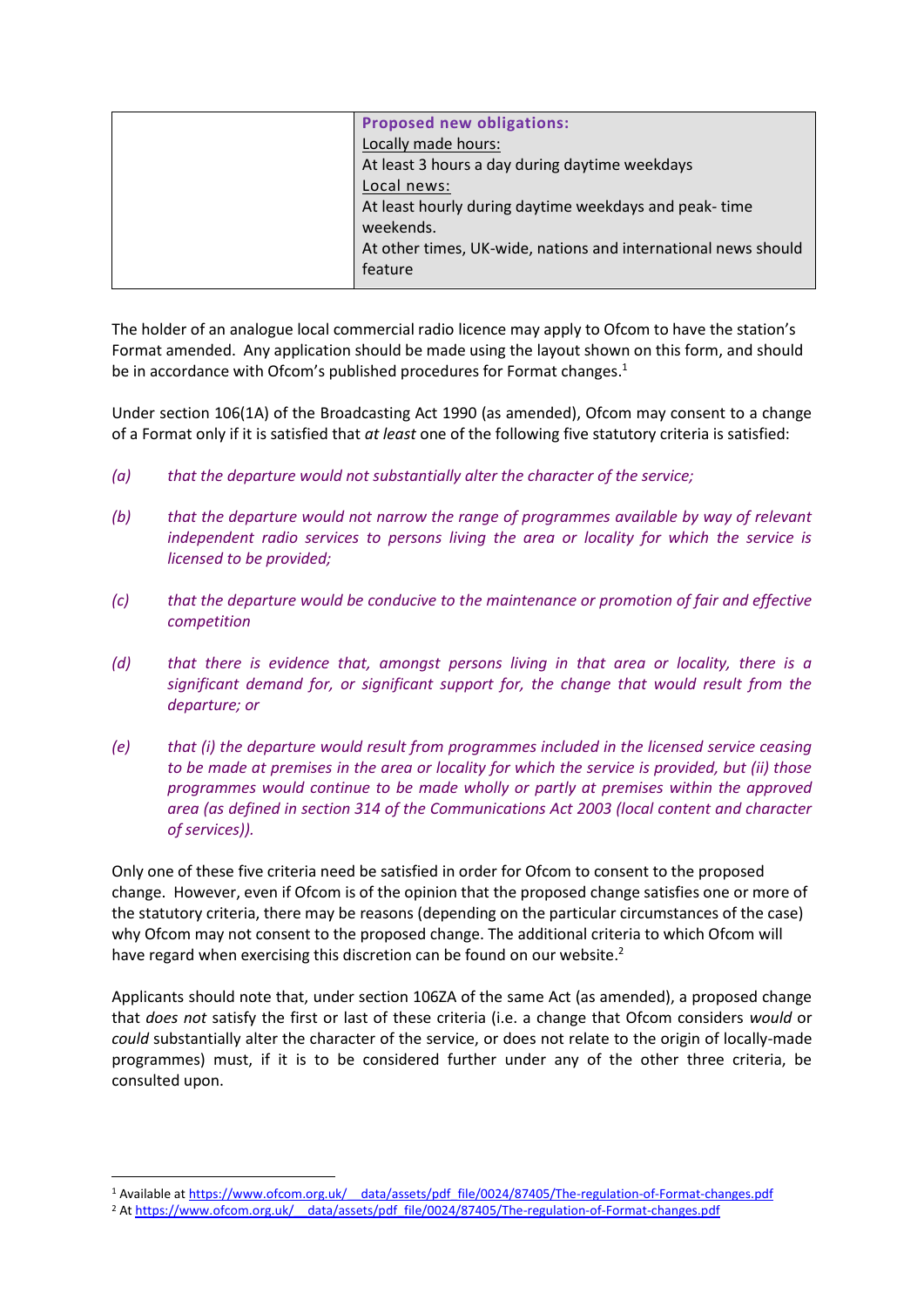| | **Proposed new obligations:**<br>Locally made hours:<br>At least 3 hours a day during daytime weekdays<br>Local news:<br>At least hourly during daytime weekdays and peak- time weekends.<br>At other times, UK-wide, nations and international news should feature |
|---|---|

The holder of an analogue local commercial radio licence may apply to Ofcom to have the station's Format amended. Any application should be made using the layout shown on this form, and should be in accordance with Ofcom's published procedures for Format changes.[1]

Under section 106(1A) of the Broadcasting Act 1990 (as amended), Ofcom may consent to a change of a Format only if it is satisfied that *at least* one of the following five statutory criteria is satisfied:

*(a) that the departure would not substantially alter the character of the service;*

*(b) that the departure would not narrow the range of programmes available by way of relevant independent radio services to persons living the area or locality for which the service is licensed to be provided;*

*(c) that the departure would be conducive to the maintenance or promotion of fair and effective competition*

*(d) that there is evidence that, amongst persons living in that area or locality, there is a significant demand for, or significant support for, the change that would result from the departure; or*

*(e) that (i) the departure would result from programmes included in the licensed service ceasing to be made at premises in the area or locality for which the service is provided, but (ii) those programmes would continue to be made wholly or partly at premises within the approved area (as defined in section 314 of the Communications Act 2003 (local content and character of services)).*

Only one of these five criteria need be satisfied in order for Ofcom to consent to the proposed change. However, even if Ofcom is of the opinion that the proposed change satisfies one or more of the statutory criteria, there may be reasons (depending on the particular circumstances of the case) why Ofcom may not consent to the proposed change. The additional criteria to which Ofcom will have regard when exercising this discretion can be found on our website.[2]

Applicants should note that, under section 106ZA of the same Act (as amended), a proposed change that *does not* satisfy the first or last of these criteria (i.e. a change that Ofcom considers *would* or *could* substantially alter the character of the service, or does not relate to the origin of locally-made programmes) must, if it is to be considered further under any of the other three criteria, be consulted upon.

[1] Available at https://www.ofcom.org.uk/__data/assets/pdf_file/0024/87405/The-regulation-of-Format-changes.pdf

[2] At https://www.ofcom.org.uk/__data/assets/pdf_file/0024/87405/The-regulation-of-Format-changes.pdf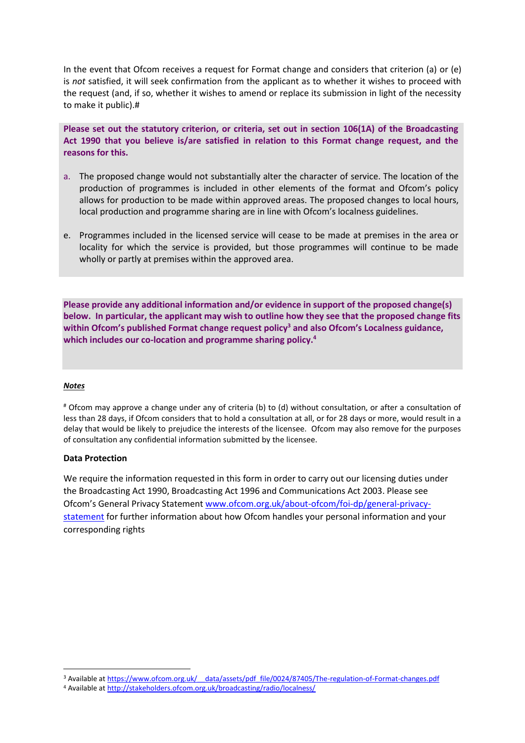In the event that Ofcom receives a request for Format change and considers that criterion (a) or (e) is *not* satisfied, it will seek confirmation from the applicant as to whether it wishes to proceed with the request (and, if so, whether it wishes to amend or replace its submission in light of the necessity to make it public).#

**Please set out the statutory criterion, or criteria, set out in section 106(1A) of the Broadcasting Act 1990 that you believe is/are satisfied in relation to this Format change request, and the reasons for this.**

a. The proposed change would not substantially alter the character of service. The location of the production of programmes is included in other elements of the format and Ofcom's policy allows for production to be made within approved areas. The proposed changes to local hours, local production and programme sharing are in line with Ofcom's localness guidelines.

e. Programmes included in the licensed service will cease to be made at premises in the area or locality for which the service is provided, but those programmes will continue to be made wholly or partly at premises within the approved area.

**Please provide any additional information and/or evidence in support of the proposed change(s) below. In particular, the applicant may wish to outline how they see that the proposed change fits within Ofcom's published Format change request policy[3] and also Ofcom's Localness guidance, which includes our co-location and programme sharing policy.[4]**

***Notes***

# Ofcom may approve a change under any of criteria (b) to (d) without consultation, or after a consultation of less than 28 days, if Ofcom considers that to hold a consultation at all, or for 28 days or more, would result in a delay that would be likely to prejudice the interests of the licensee. Ofcom may also remove for the purposes of consultation any confidential information submitted by the licensee.

**Data Protection**

We require the information requested in this form in order to carry out our licensing duties under the Broadcasting Act 1990, Broadcasting Act 1996 and Communications Act 2003. Please see Ofcom's General Privacy Statement www.ofcom.org.uk/about-ofcom/foi-dp/general-privacy-statement for further information about how Ofcom handles your personal information and your corresponding rights

[3] Available at https://www.ofcom.org.uk/__data/assets/pdf_file/0024/87405/The-regulation-of-Format-changes.pdf

[4] Available at http://stakeholders.ofcom.org.uk/broadcasting/radio/localness/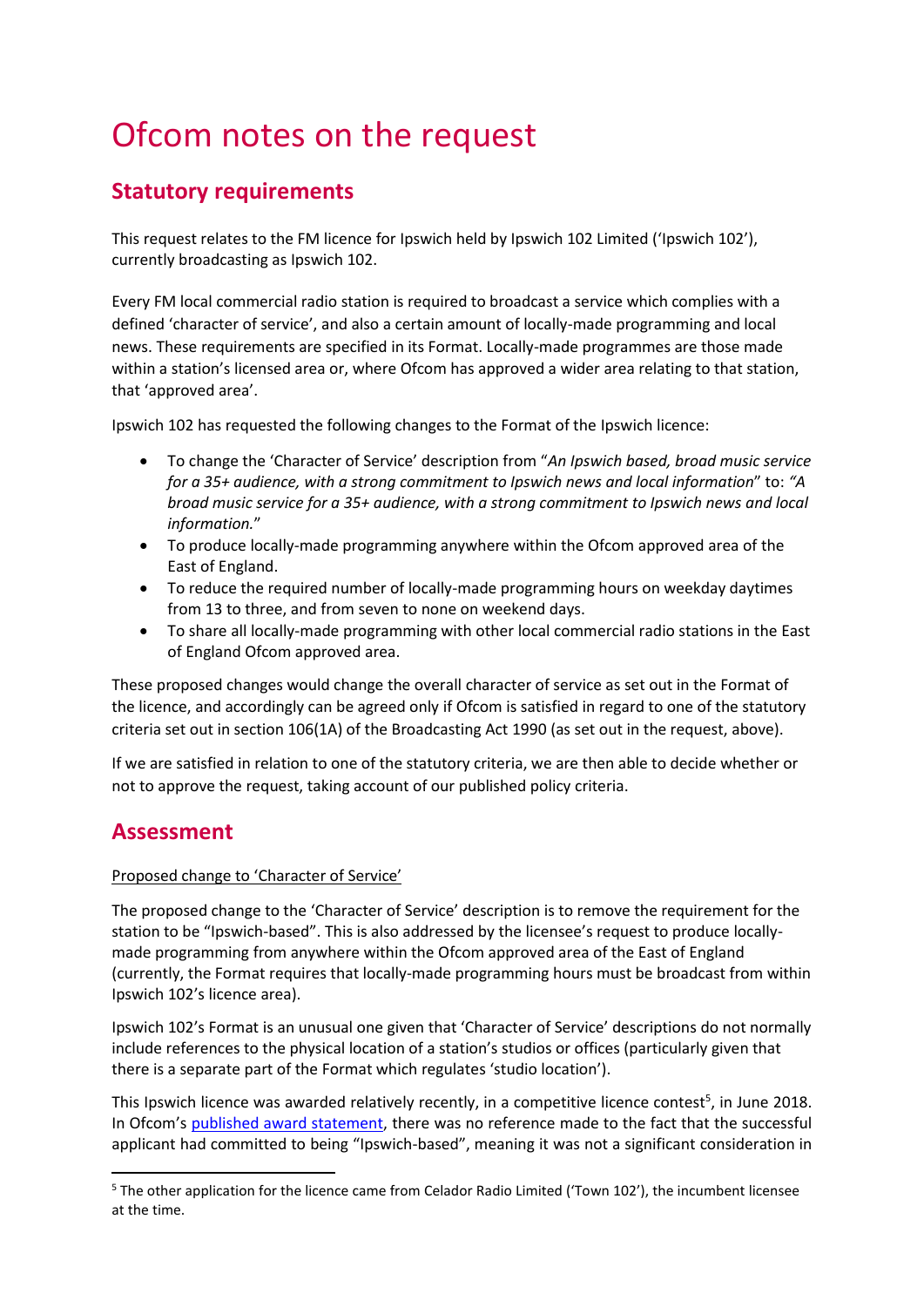# Ofcom notes on the request

## Statutory requirements

This request relates to the FM licence for Ipswich held by Ipswich 102 Limited ('Ipswich 102'), currently broadcasting as Ipswich 102.

Every FM local commercial radio station is required to broadcast a service which complies with a defined 'character of service', and also a certain amount of locally-made programming and local news. These requirements are specified in its Format. Locally-made programmes are those made within a station's licensed area or, where Ofcom has approved a wider area relating to that station, that 'approved area'.

Ipswich 102 has requested the following changes to the Format of the Ipswich licence:

- To change the 'Character of Service' description from "*An Ipswich based, broad music service for a 35+ audience, with a strong commitment to Ipswich news and local information*" to: *"A broad music service for a 35+ audience, with a strong commitment to Ipswich news and local information.*"
- To produce locally-made programming anywhere within the Ofcom approved area of the East of England.
- To reduce the required number of locally-made programming hours on weekday daytimes from 13 to three, and from seven to none on weekend days.
- To share all locally-made programming with other local commercial radio stations in the East of England Ofcom approved area.

These proposed changes would change the overall character of service as set out in the Format of the licence, and accordingly can be agreed only if Ofcom is satisfied in regard to one of the statutory criteria set out in section 106(1A) of the Broadcasting Act 1990 (as set out in the request, above).

If we are satisfied in relation to one of the statutory criteria, we are then able to decide whether or not to approve the request, taking account of our published policy criteria.

## Assessment

Proposed change to 'Character of Service'

The proposed change to the 'Character of Service' description is to remove the requirement for the station to be "Ipswich-based". This is also addressed by the licensee's request to produce locally-made programming from anywhere within the Ofcom approved area of the East of England (currently, the Format requires that locally-made programming hours must be broadcast from within Ipswich 102's licence area).

Ipswich 102's Format is an unusual one given that 'Character of Service' descriptions do not normally include references to the physical location of a station's studios or offices (particularly given that there is a separate part of the Format which regulates 'studio location').

This Ipswich licence was awarded relatively recently, in a competitive licence contest[5], in June 2018. In Ofcom's published award statement, there was no reference made to the fact that the successful applicant had committed to being "Ipswich-based", meaning it was not a significant consideration in

[5] The other application for the licence came from Celador Radio Limited ('Town 102'), the incumbent licensee at the time.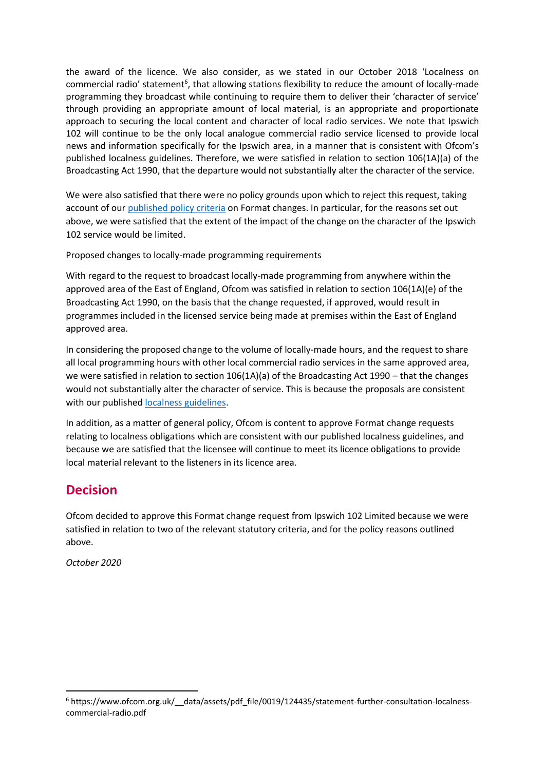the award of the licence. We also consider, as we stated in our October 2018 'Localness on commercial radio' statement[6], that allowing stations flexibility to reduce the amount of locally-made programming they broadcast while continuing to require them to deliver their 'character of service' through providing an appropriate amount of local material, is an appropriate and proportionate approach to securing the local content and character of local radio services. We note that Ipswich 102 will continue to be the only local analogue commercial radio service licensed to provide local news and information specifically for the Ipswich area, in a manner that is consistent with Ofcom's published localness guidelines. Therefore, we were satisfied in relation to section 106(1A)(a) of the Broadcasting Act 1990, that the departure would not substantially alter the character of the service.

We were also satisfied that there were no policy grounds upon which to reject this request, taking account of our published policy criteria on Format changes. In particular, for the reasons set out above, we were satisfied that the extent of the impact of the change on the character of the Ipswich 102 service would be limited.

Proposed changes to locally-made programming requirements

With regard to the request to broadcast locally-made programming from anywhere within the approved area of the East of England, Ofcom was satisfied in relation to section 106(1A)(e) of the Broadcasting Act 1990, on the basis that the change requested, if approved, would result in programmes included in the licensed service being made at premises within the East of England approved area.

In considering the proposed change to the volume of locally-made hours, and the request to share all local programming hours with other local commercial radio services in the same approved area, we were satisfied in relation to section 106(1A)(a) of the Broadcasting Act 1990 – that the changes would not substantially alter the character of service. This is because the proposals are consistent with our published localness guidelines.

In addition, as a matter of general policy, Ofcom is content to approve Format change requests relating to localness obligations which are consistent with our published localness guidelines, and because we are satisfied that the licensee will continue to meet its licence obligations to provide local material relevant to the listeners in its licence area.

## Decision

Ofcom decided to approve this Format change request from Ipswich 102 Limited because we were satisfied in relation to two of the relevant statutory criteria, and for the policy reasons outlined above.

*October 2020*

[6] https://www.ofcom.org.uk/__data/assets/pdf_file/0019/124435/statement-further-consultation-localness-commercial-radio.pdf